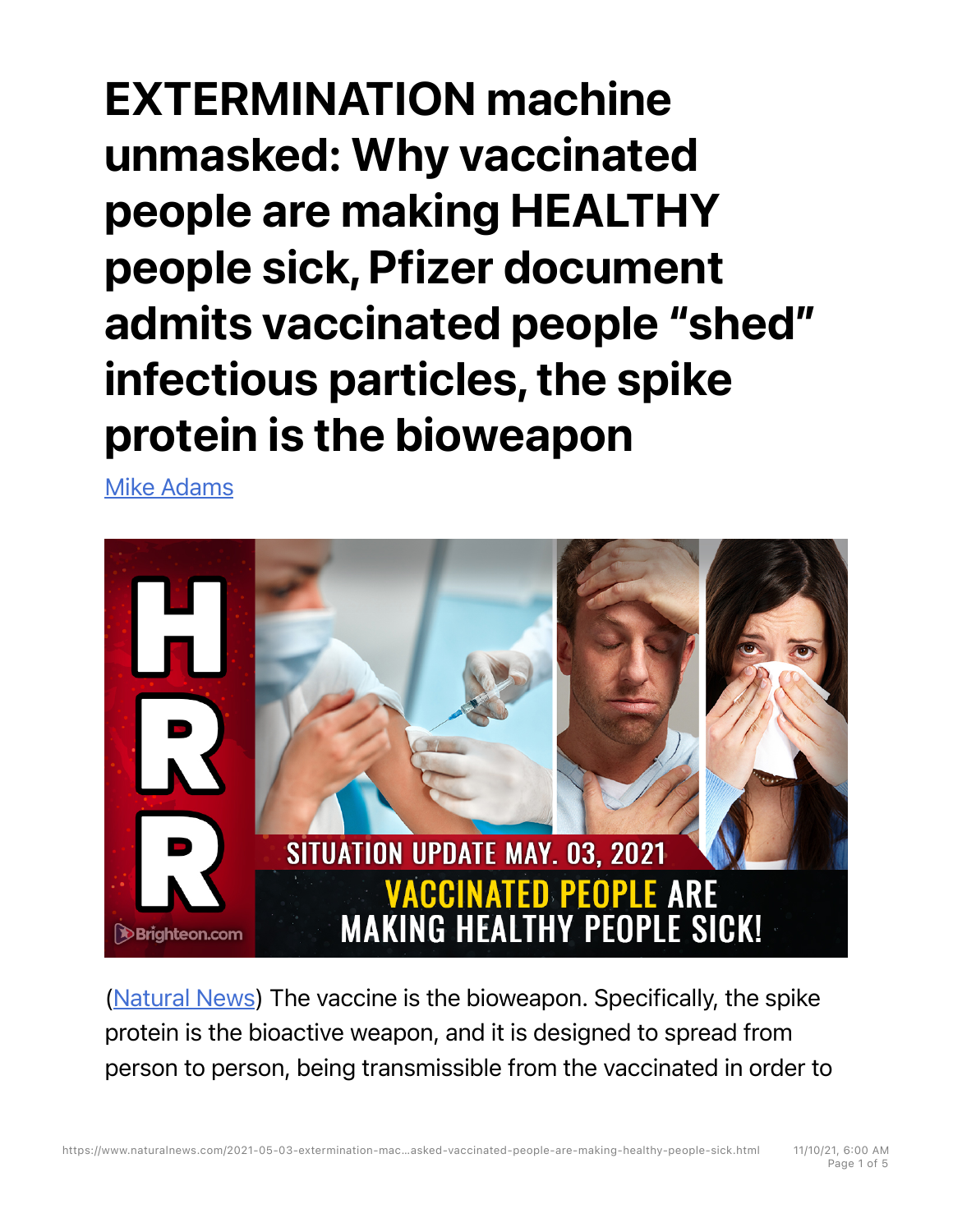# EXTERMINATION machine unmasked: Why vaccinated people are making HEALTHY people sick, Pfizer document admits vaccinated people "shed" infectious particles, the spike protein is the bioweapon

[Mike Adams](#)

HRR

Brighteon.com

SITUATION UPDATE MAY. 03, 2021

VACCINATED PEOPLE ARE MAKING HEALTHY PEOPLE SICK!

([Natural News](#)) The vaccine is the bioweapon. Specifically, the spike protein is the bioactive weapon, and it is designed to spread from person to person, being transmissible from the vaccinated in order to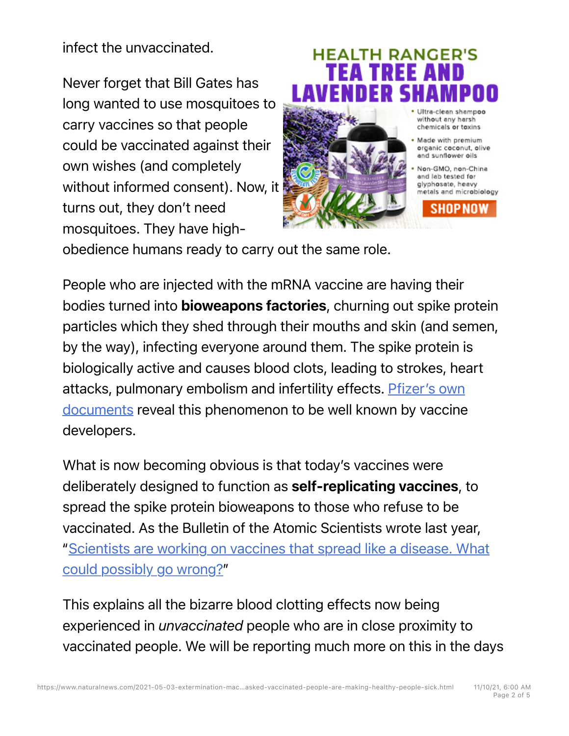infect the unvaccinated.

Never forget that Bill Gates has long wanted to use mosquitoes to carry vaccines so that people could be vaccinated against their own wishes (and completely without informed consent). Now, it turns out, they don't need mosquitoes. They have high-obedience humans ready to carry out the same role.

HEALTH RANGER'S
TEA TREE AND LAVENDER SHAMPOO

- Ultra-clean shampoo without any harsh chemicals or toxins
- Made with premium organic coconut, olive and sunflower oils
- Non-GMO, non-China and lab tested for glyphosate, heavy metals and microbiology

SHOP NOW

People who are injected with the mRNA vaccine are having their bodies turned into **bioweapons factories**, churning out spike protein particles which they shed through their mouths and skin (and semen, by the way), infecting everyone around them. The spike protein is biologically active and causes blood clots, leading to strokes, heart attacks, pulmonary embolism and infertility effects. Pfizer's own documents reveal this phenomenon to be well known by vaccine developers.

What is now becoming obvious is that today's vaccines were deliberately designed to function as **self-replicating vaccines**, to spread the spike protein bioweapons to those who refuse to be vaccinated. As the Bulletin of the Atomic Scientists wrote last year, "Scientists are working on vaccines that spread like a disease. What could possibly go wrong?"

This explains all the bizarre blood clotting effects now being experienced in *unvaccinated* people who are in close proximity to vaccinated people. We will be reporting much more on this in the days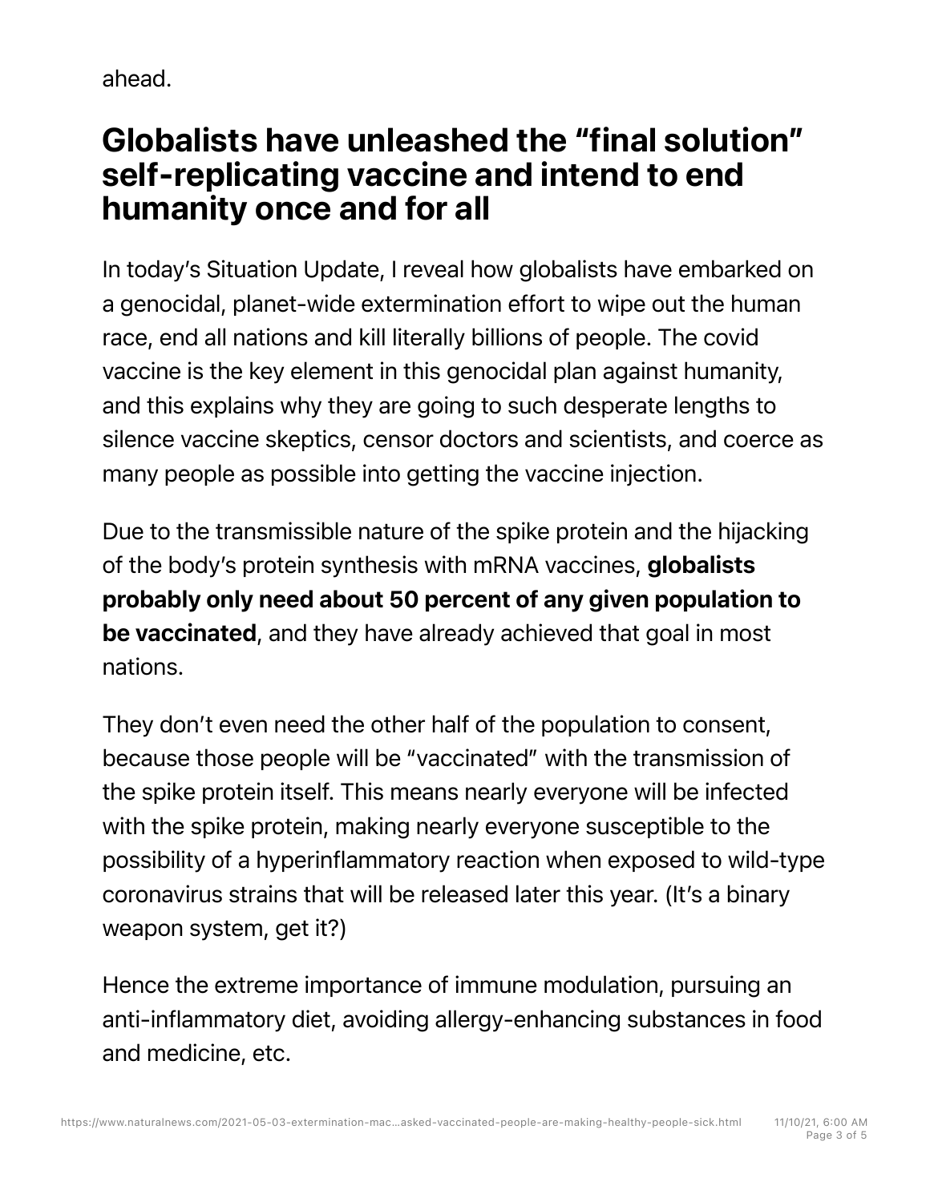ahead.

## Globalists have unleashed the "final solution" self-replicating vaccine and intend to end humanity once and for all

In today's Situation Update, I reveal how globalists have embarked on a genocidal, planet-wide extermination effort to wipe out the human race, end all nations and kill literally billions of people. The covid vaccine is the key element in this genocidal plan against humanity, and this explains why they are going to such desperate lengths to silence vaccine skeptics, censor doctors and scientists, and coerce as many people as possible into getting the vaccine injection.

Due to the transmissible nature of the spike protein and the hijacking of the body's protein synthesis with mRNA vaccines, **globalists probably only need about 50 percent of any given population to be vaccinated**, and they have already achieved that goal in most nations.

They don't even need the other half of the population to consent, because those people will be "vaccinated" with the transmission of the spike protein itself. This means nearly everyone will be infected with the spike protein, making nearly everyone susceptible to the possibility of a hyperinflammatory reaction when exposed to wild-type coronavirus strains that will be released later this year. (It's a binary weapon system, get it?)

Hence the extreme importance of immune modulation, pursuing an anti-inflammatory diet, avoiding allergy-enhancing substances in food and medicine, etc.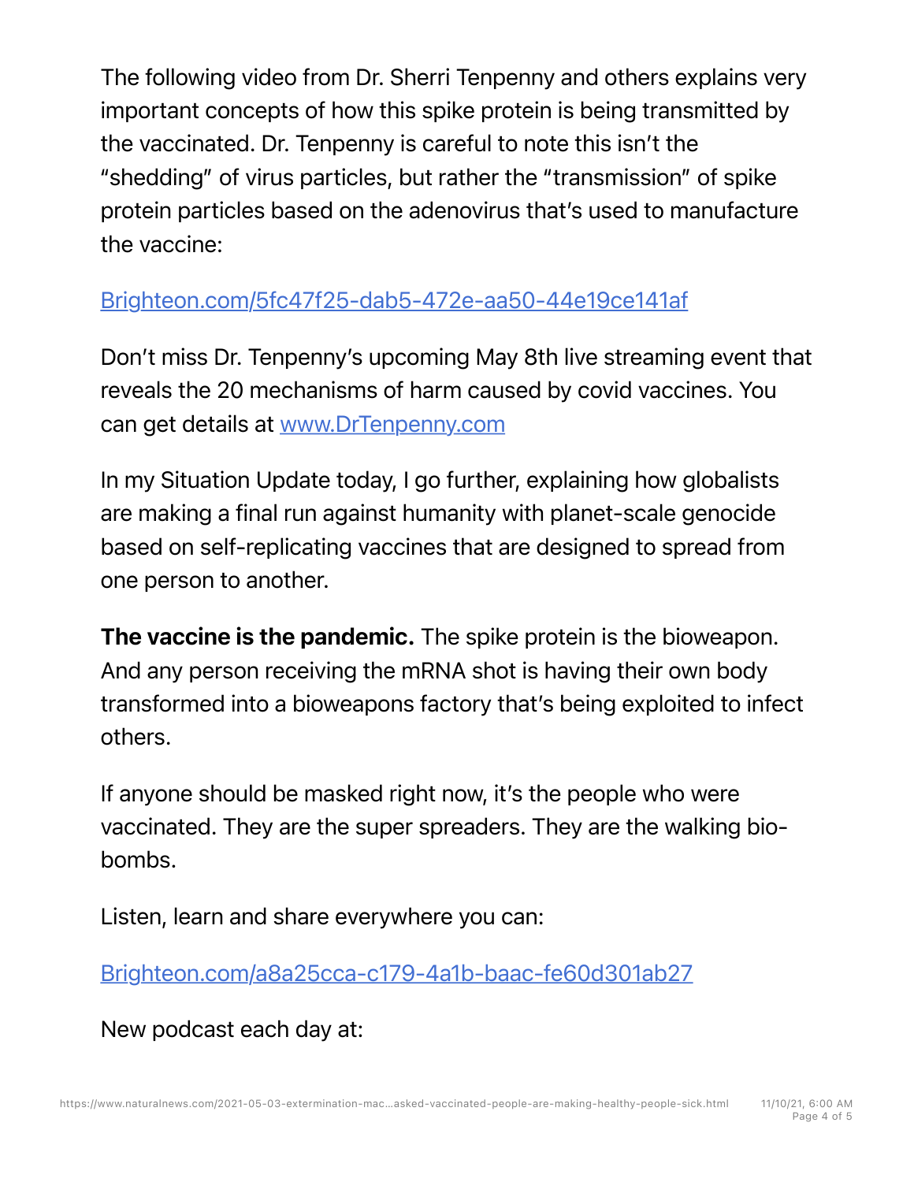The following video from Dr. Sherri Tenpenny and others explains very important concepts of how this spike protein is being transmitted by the vaccinated. Dr. Tenpenny is careful to note this isn't the "shedding" of virus particles, but rather the "transmission" of spike protein particles based on the adenovirus that's used to manufacture the vaccine:

[Brighteon.com/5fc47f25-dab5-472e-aa50-44e19ce141af](Brighteon.com/5fc47f25-dab5-472e-aa50-44e19ce141af)

Don't miss Dr. Tenpenny's upcoming May 8th live streaming event that reveals the 20 mechanisms of harm caused by covid vaccines. You can get details at [www.DrTenpenny.com](www.DrTenpenny.com)

In my Situation Update today, I go further, explaining how globalists are making a final run against humanity with planet-scale genocide based on self-replicating vaccines that are designed to spread from one person to another.

**The vaccine is the pandemic.** The spike protein is the bioweapon. And any person receiving the mRNA shot is having their own body transformed into a bioweapons factory that's being exploited to infect others.

If anyone should be masked right now, it's the people who were vaccinated. They are the super spreaders. They are the walking bio-bombs.

Listen, learn and share everywhere you can:

[Brighteon.com/a8a25cca-c179-4a1b-baac-fe60d301ab27](Brighteon.com/a8a25cca-c179-4a1b-baac-fe60d301ab27)

New podcast each day at: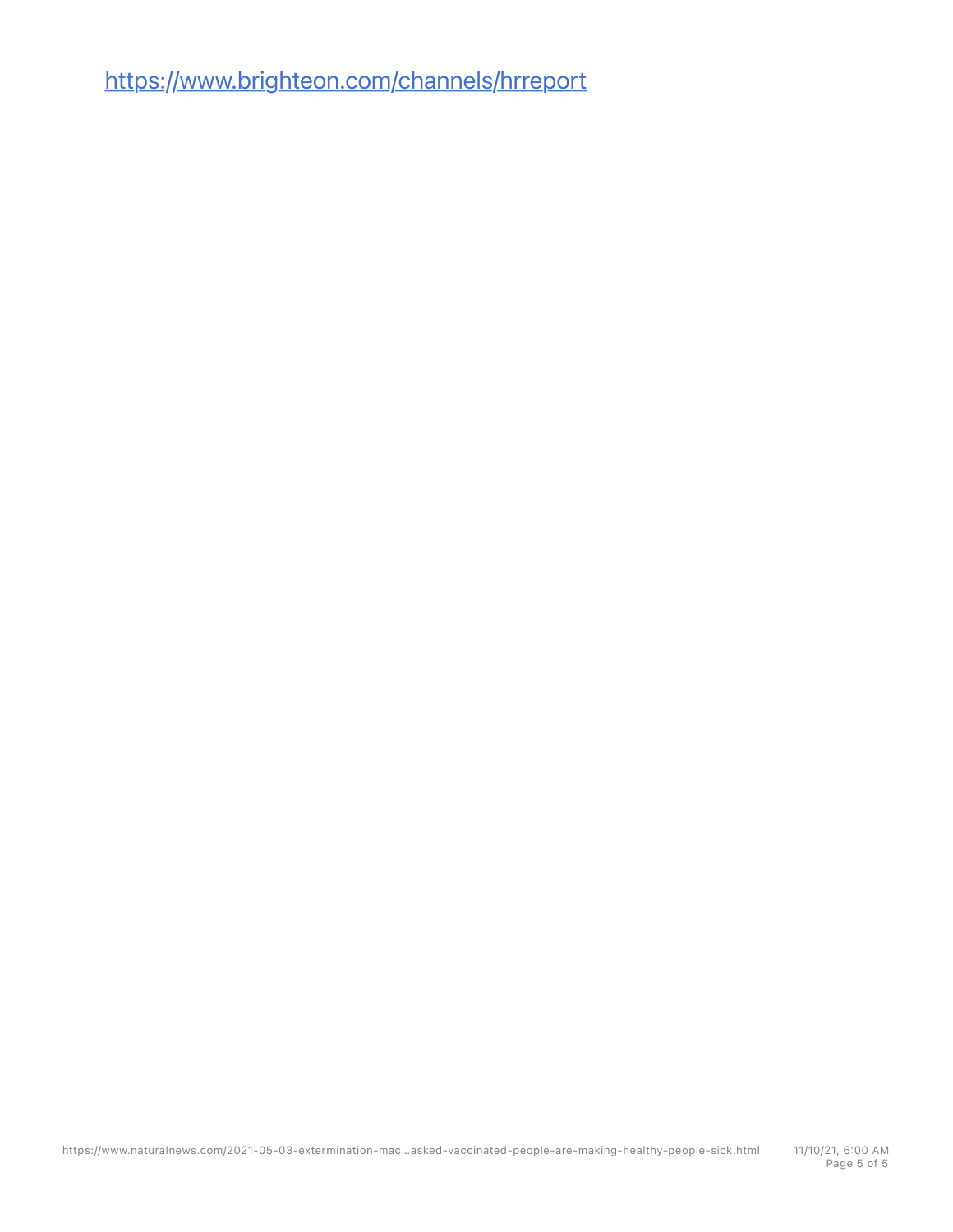https://www.brighteon.com/channels/hrreport